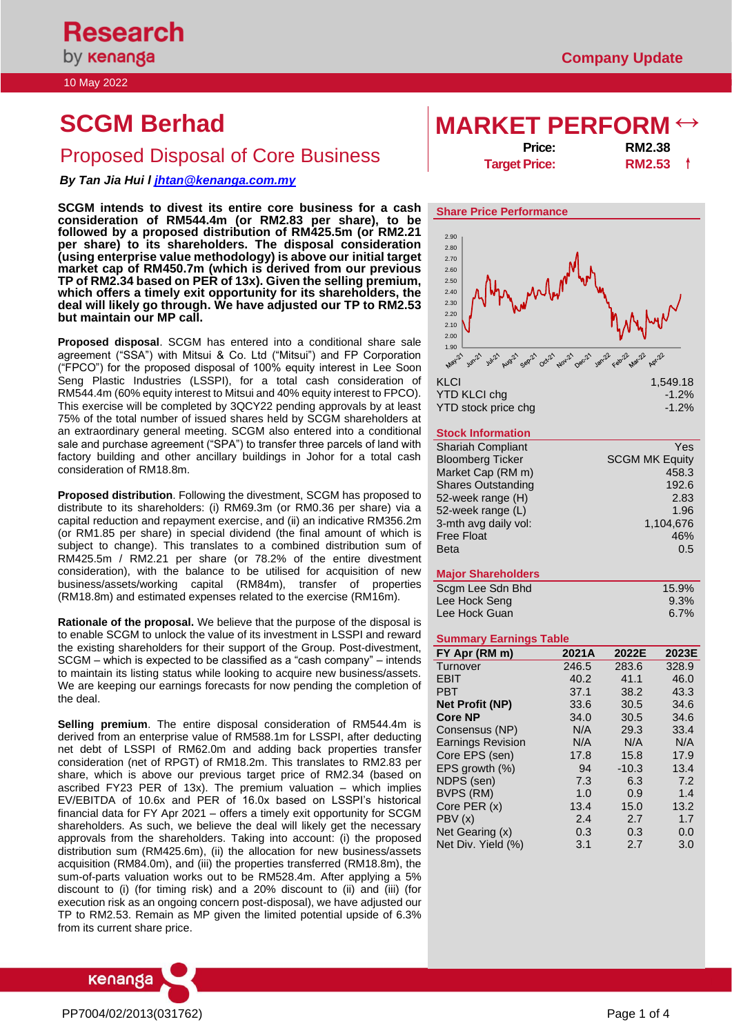Research by kenanga

10 May 2022

Company Update

# SCGM Berhad

## Proposed Disposal of Core Business

***By Tan Jia Hui l jhtan@kenanga.com.my***

# MARKET PERFORM ↔

| | |
|---|---|
| **Price:** | **RM2.38** |
| **Target Price:** | **RM2.53 ↑** |

**SCGM intends to divest its entire core business for a cash consideration of RM544.4m (or RM2.83 per share), to be followed by a proposed distribution of RM425.5m (or RM2.21 per share) to its shareholders. The disposal consideration (using enterprise value methodology) is above our initial target market cap of RM450.7m (which is derived from our previous TP of RM2.34 based on PER of 13x). Given the selling premium, which offers a timely exit opportunity for its shareholders, the deal will likely go through. We have adjusted our TP to RM2.53 but maintain our MP call.**

**Proposed disposal**. SCGM has entered into a conditional share sale agreement ("SSA") with Mitsui & Co. Ltd ("Mitsui") and FP Corporation ("FPCO") for the proposed disposal of 100% equity interest in Lee Soon Seng Plastic Industries (LSSPI), for a total cash consideration of RM544.4m (60% equity interest to Mitsui and 40% equity interest to FPCO). This exercise will be completed by 3QCY22 pending approvals by at least 75% of the total number of issued shares held by SCGM shareholders at an extraordinary general meeting. SCGM also entered into a conditional sale and purchase agreement ("SPA") to transfer three parcels of land with factory building and other ancillary buildings in Johor for a total cash consideration of RM18.8m.

**Proposed distribution**. Following the divestment, SCGM has proposed to distribute to its shareholders: (i) RM69.3m (or RM0.36 per share) via a capital reduction and repayment exercise, and (ii) an indicative RM356.2m (or RM1.85 per share) in special dividend (the final amount of which is subject to change). This translates to a combined distribution sum of RM425.5m / RM2.21 per share (or 78.2% of the entire divestment consideration), with the balance to be utilised for acquisition of new business/assets/working capital (RM84m), transfer of properties (RM18.8m) and estimated expenses related to the exercise (RM16m).

**Rationale of the proposal.** We believe that the purpose of the disposal is to enable SCGM to unlock the value of its investment in LSSPI and reward the existing shareholders for their support of the Group. Post-divestment, SCGM – which is expected to be classified as a "cash company" – intends to maintain its listing status while looking to acquire new business/assets. We are keeping our earnings forecasts for now pending the completion of the deal.

**Selling premium**. The entire disposal consideration of RM544.4m is derived from an enterprise value of RM588.1m for LSSPI, after deducting net debt of LSSPI of RM62.0m and adding back properties transfer consideration (net of RPGT) of RM18.2m. This translates to RM2.83 per share, which is above our previous target price of RM2.34 (based on ascribed FY23 PER of 13x). The premium valuation – which implies EV/EBITDA of 10.6x and PER of 16.0x based on LSSPI's historical financial data for FY Apr 2021 – offers a timely exit opportunity for SCGM shareholders. As such, we believe the deal will likely get the necessary approvals from the shareholders. Taking into account: (i) the proposed distribution sum (RM425.6m), (ii) the allocation for new business/assets acquisition (RM84.0m), and (iii) the properties transferred (RM18.8m), the sum-of-parts valuation works out to be RM528.4m. After applying a 5% discount to (i) (for timing risk) and a 20% discount to (ii) and (iii) (for execution risk as an ongoing concern post-disposal), we have adjusted our TP to RM2.53. Remain as MP given the limited potential upside of 6.3% from its current share price.

### Share Price Performance

| | |
|---|---|
| KLCI | 1,549.18 |
| YTD KLCI chg | -1.2% |
| YTD stock price chg | -1.2% |

### Stock Information

| | |
|---|---|
| Shariah Compliant | Yes |
| Bloomberg Ticker | SCGM MK Equity |
| Market Cap (RM m) | 458.3 |
| Shares Outstanding | 192.6 |
| 52-week range (H) | 2.83 |
| 52-week range (L) | 1.96 |
| 3-mth avg daily vol: | 1,104,676 |
| Free Float | 46% |
| Beta | 0.5 |

### Major Shareholders

| | |
|---|---|
| Scgm Lee Sdn Bhd | 15.9% |
| Lee Hock Seng | 9.3% |
| Lee Hock Guan | 6.7% |

### Summary Earnings Table

| FY Apr (RM m) | 2021A | 2022E | 2023E |
|---|---|---|---|
| Turnover | 246.5 | 283.6 | 328.9 |
| EBIT | 40.2 | 41.1 | 46.0 |
| PBT | 37.1 | 38.2 | 43.3 |
| **Net Profit (NP)** | 33.6 | 30.5 | 34.6 |
| **Core NP** | 34.0 | 30.5 | 34.6 |
| Consensus (NP) | N/A | 29.3 | 33.4 |
| Earnings Revision | N/A | N/A | N/A |
| Core EPS (sen) | 17.8 | 15.8 | 17.9 |
| EPS growth (%) | 94 | -10.3 | 13.4 |
| NDPS (sen) | 7.3 | 6.3 | 7.2 |
| BVPS (RM) | 1.0 | 0.9 | 1.4 |
| Core PER (x) | 13.4 | 15.0 | 13.2 |
| PBV (x) | 2.4 | 2.7 | 1.7 |
| Net Gearing (x) | 0.3 | 0.3 | 0.0 |
| Net Div. Yield (%) | 3.1 | 2.7 | 3.0 |

PP7004/02/2013(031762)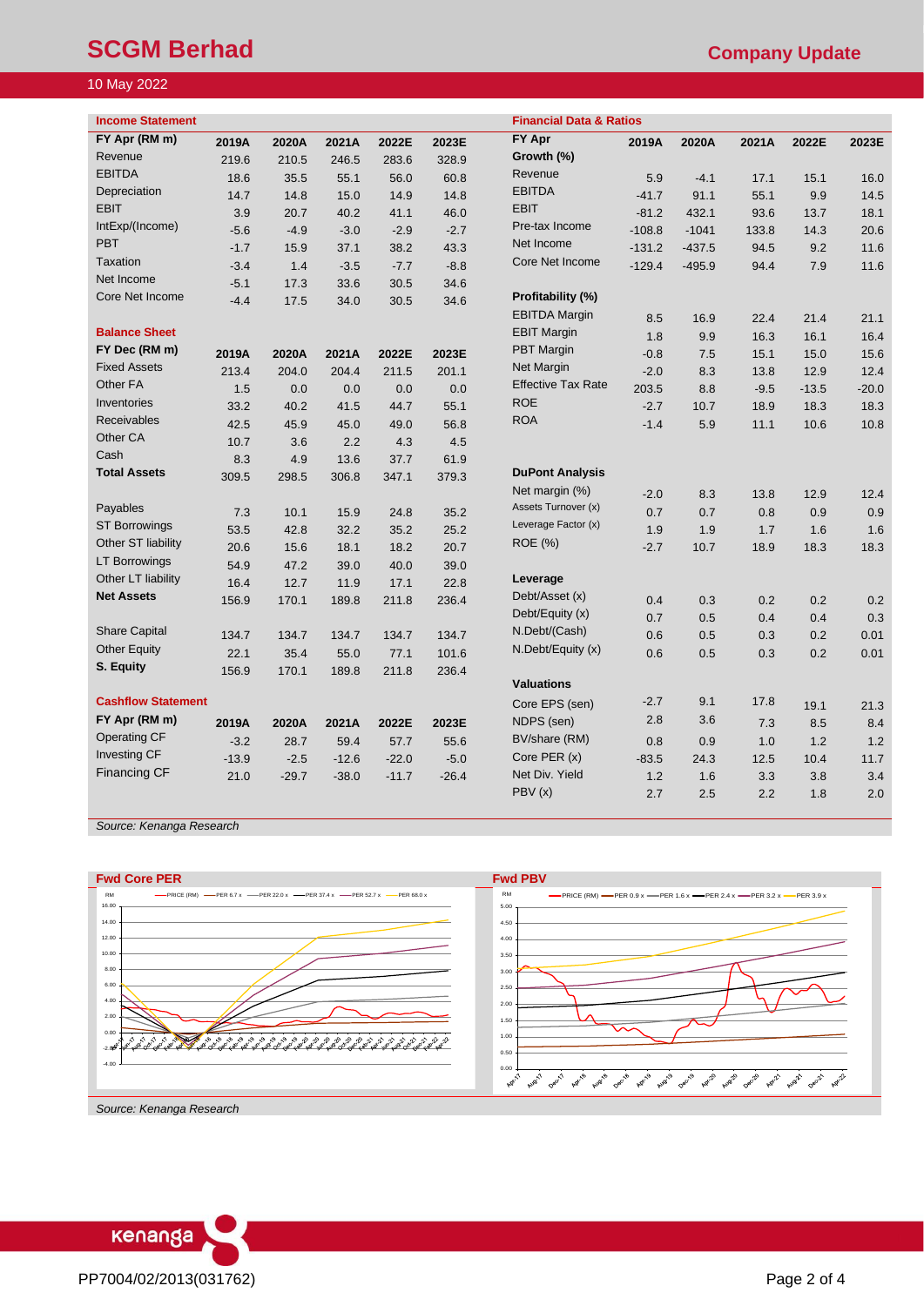# SCGM Berhad

## Company Update

10 May 2022

### Income Statement

| FY Apr (RM m) | 2019A | 2020A | 2021A | 2022E | 2023E |
|---|---|---|---|---|---|
| Revenue | 219.6 | 210.5 | 246.5 | 283.6 | 328.9 |
| EBITDA | 18.6 | 35.5 | 55.1 | 56.0 | 60.8 |
| Depreciation | 14.7 | 14.8 | 15.0 | 14.9 | 14.8 |
| EBIT | 3.9 | 20.7 | 40.2 | 41.1 | 46.0 |
| IntExp/(Income) | -5.6 | -4.9 | -3.0 | -2.9 | -2.7 |
| PBT | -1.7 | 15.9 | 37.1 | 38.2 | 43.3 |
| Taxation | -3.4 | 1.4 | -3.5 | -7.7 | -8.8 |
| Net Income | -5.1 | 17.3 | 33.6 | 30.5 | 34.6 |
| Core Net Income | -4.4 | 17.5 | 34.0 | 30.5 | 34.6 |

### Balance Sheet

| FY Dec (RM m) | 2019A | 2020A | 2021A | 2022E | 2023E |
|---|---|---|---|---|---|
| Fixed Assets | 213.4 | 204.0 | 204.4 | 211.5 | 201.1 |
| Other FA | 1.5 | 0.0 | 0.0 | 0.0 | 0.0 |
| Inventories | 33.2 | 40.2 | 41.5 | 44.7 | 55.1 |
| Receivables | 42.5 | 45.9 | 45.0 | 49.0 | 56.8 |
| Other CA | 10.7 | 3.6 | 2.2 | 4.3 | 4.5 |
| Cash | 8.3 | 4.9 | 13.6 | 37.7 | 61.9 |
| **Total Assets** | 309.5 | 298.5 | 306.8 | 347.1 | 379.3 |
| | | | | | |
| Payables | 7.3 | 10.1 | 15.9 | 24.8 | 35.2 |
| ST Borrowings | 53.5 | 42.8 | 32.2 | 35.2 | 25.2 |
| Other ST liability | 20.6 | 15.6 | 18.1 | 18.2 | 20.7 |
| LT Borrowings | 54.9 | 47.2 | 39.0 | 40.0 | 39.0 |
| Other LT liability | 16.4 | 12.7 | 11.9 | 17.1 | 22.8 |
| **Net Assets** | 156.9 | 170.1 | 189.8 | 211.8 | 236.4 |
| | | | | | |
| Share Capital | 134.7 | 134.7 | 134.7 | 134.7 | 134.7 |
| Other Equity | 22.1 | 35.4 | 55.0 | 77.1 | 101.6 |
| **S. Equity** | 156.9 | 170.1 | 189.8 | 211.8 | 236.4 |

### Cashflow Statement

| FY Apr (RM m) | 2019A | 2020A | 2021A | 2022E | 2023E |
|---|---|---|---|---|---|
| Operating CF | -3.2 | 28.7 | 59.4 | 57.7 | 55.6 |
| Investing CF | -13.9 | -2.5 | -12.6 | -22.0 | -5.0 |
| Financing CF | 21.0 | -29.7 | -38.0 | -11.7 | -26.4 |

### Financial Data & Ratios

| FY Apr | 2019A | 2020A | 2021A | 2022E | 2023E |
|---|---|---|---|---|---|
| **Growth (%)** | | | | | |
| Revenue | 5.9 | -4.1 | 17.1 | 15.1 | 16.0 |
| EBITDA | -41.7 | 91.1 | 55.1 | 9.9 | 14.5 |
| EBIT | -81.2 | 432.1 | 93.6 | 13.7 | 18.1 |
| Pre-tax Income | -108.8 | -1041 | 133.8 | 14.3 | 20.6 |
| Net Income | -131.2 | -437.5 | 94.5 | 9.2 | 11.6 |
| Core Net Income | -129.4 | -495.9 | 94.4 | 7.9 | 11.6 |
| | | | | | |
| **Profitability (%)** | | | | | |
| EBITDA Margin | 8.5 | 16.9 | 22.4 | 21.4 | 21.1 |
| EBIT Margin | 1.8 | 9.9 | 16.3 | 16.1 | 16.4 |
| PBT Margin | -0.8 | 7.5 | 15.1 | 15.0 | 15.6 |
| Net Margin | -2.0 | 8.3 | 13.8 | 12.9 | 12.4 |
| Effective Tax Rate | 203.5 | 8.8 | -9.5 | -13.5 | -20.0 |
| ROE | -2.7 | 10.7 | 18.9 | 18.3 | 18.3 |
| ROA | -1.4 | 5.9 | 11.1 | 10.6 | 10.8 |
| | | | | | |
| **DuPont Analysis** | | | | | |
| Net margin (%) | -2.0 | 8.3 | 13.8 | 12.9 | 12.4 |
| Assets Turnover (x) | 0.7 | 0.7 | 0.8 | 0.9 | 0.9 |
| Leverage Factor (x) | 1.9 | 1.9 | 1.7 | 1.6 | 1.6 |
| ROE (%) | -2.7 | 10.7 | 18.9 | 18.3 | 18.3 |
| | | | | | |
| **Leverage** | | | | | |
| Debt/Asset (x) | 0.4 | 0.3 | 0.2 | 0.2 | 0.2 |
| Debt/Equity (x) | 0.7 | 0.5 | 0.4 | 0.4 | 0.3 |
| N.Debt/(Cash) | 0.6 | 0.5 | 0.3 | 0.2 | 0.01 |
| N.Debt/Equity (x) | 0.6 | 0.5 | 0.3 | 0.2 | 0.01 |
| | | | | | |
| **Valuations** | | | | | |
| Core EPS (sen) | -2.7 | 9.1 | 17.8 | 19.1 | 21.3 |
| NDPS (sen) | 2.8 | 3.6 | 7.3 | 8.5 | 8.4 |
| BV/share (RM) | 0.8 | 0.9 | 1.0 | 1.2 | 1.2 |
| Core PER (x) | -83.5 | 24.3 | 12.5 | 10.4 | 11.7 |
| Net Div. Yield | 1.2 | 1.6 | 3.3 | 3.8 | 3.4 |
| PBV (x) | 2.7 | 2.5 | 2.2 | 1.8 | 2.0 |

*Source: Kenanga Research*

### Fwd Core PER

### Fwd PBV

*Source: Kenanga Research*

PP7004/02/2013(031762)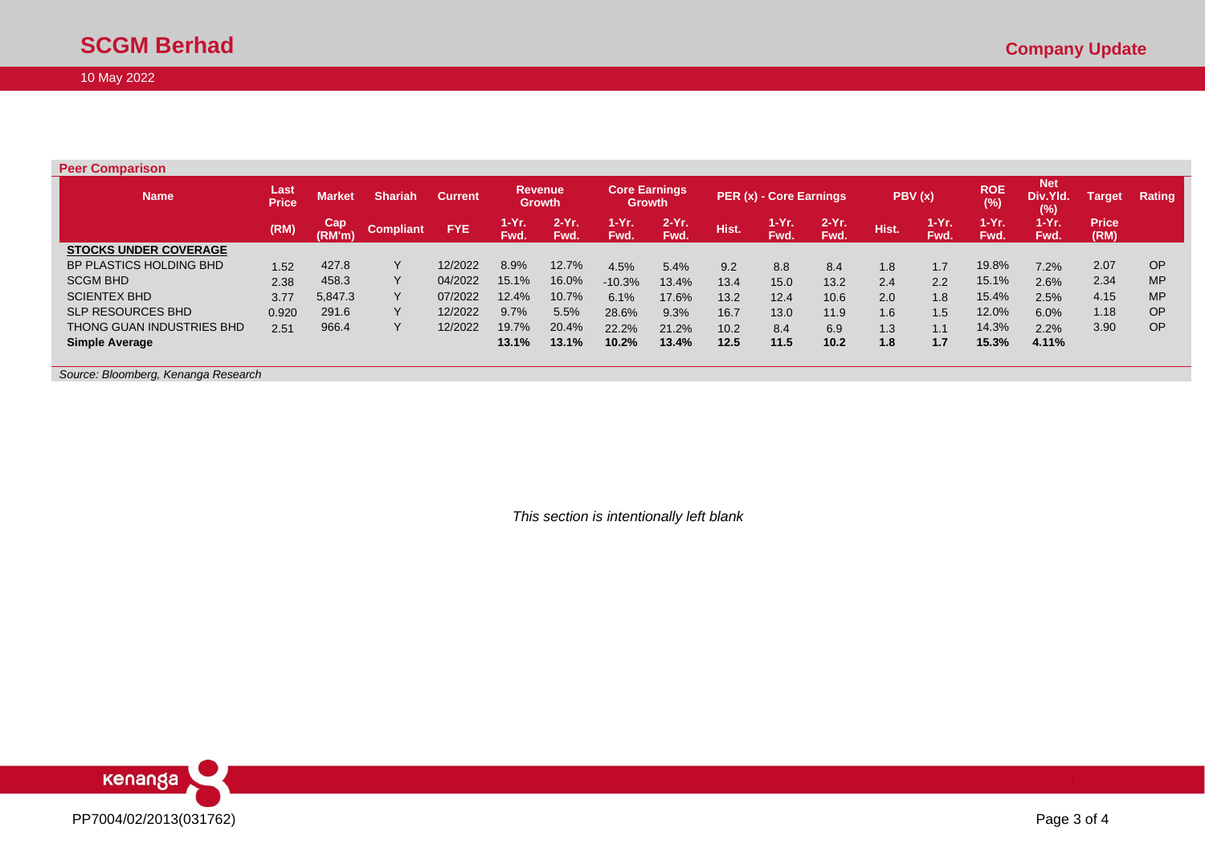**Peer Comparison**

| Name | Last Price | Market | Shariah | Current | Revenue Growth | | Core Earnings Growth | | PER (x) - Core Earnings | | | PBV (x) | | ROE (%) | Net Div.Yld. (%) | Target | Rating |
|---|---|---|---|---|---|---|---|---|---|---|---|---|---|---|---|---|---|
| | (RM) | Cap (RM'm) | Compliant | FYE | 1-Yr. Fwd. | 2-Yr. Fwd. | 1-Yr. Fwd. | 2-Yr. Fwd. | Hist. | 1-Yr. Fwd. | 2-Yr. Fwd. | Hist. | 1-Yr. Fwd. | 1-Yr. Fwd. | 1-Yr. Fwd. | Price (RM) | |
| **STOCKS UNDER COVERAGE** | | | | | | | | | | | | | | | | | |
| BP PLASTICS HOLDING BHD | 1.52 | 427.8 | Y | 12/2022 | 8.9% | 12.7% | 4.5% | 5.4% | 9.2 | 8.8 | 8.4 | 1.8 | 1.7 | 19.8% | 7.2% | 2.07 | OP |
| SCGM BHD | 2.38 | 458.3 | Y | 04/2022 | 15.1% | 16.0% | -10.3% | 13.4% | 13.4 | 15.0 | 13.2 | 2.4 | 2.2 | 15.1% | 2.6% | 2.34 | MP |
| SCIENTEX BHD | 3.77 | 5,847.3 | Y | 07/2022 | 12.4% | 10.7% | 6.1% | 17.6% | 13.2 | 12.4 | 10.6 | 2.0 | 1.8 | 15.4% | 2.5% | 4.15 | MP |
| SLP RESOURCES BHD | 0.920 | 291.6 | Y | 12/2022 | 9.7% | 5.5% | 28.6% | 9.3% | 16.7 | 13.0 | 11.9 | 1.6 | 1.5 | 12.0% | 6.0% | 1.18 | OP |
| THONG GUAN INDUSTRIES BHD | 2.51 | 966.4 | Y | 12/2022 | 19.7% | 20.4% | 22.2% | 21.2% | 10.2 | 8.4 | 6.9 | 1.3 | 1.1 | 14.3% | 2.2% | 3.90 | OP |
| **Simple Average** | | | | | **13.1%** | **13.1%** | **10.2%** | **13.4%** | **12.5** | **11.5** | **10.2** | **1.8** | **1.7** | **15.3%** | **4.11%** | | |

*Source: Bloomberg, Kenanga Research*

*This section is intentionally left blank*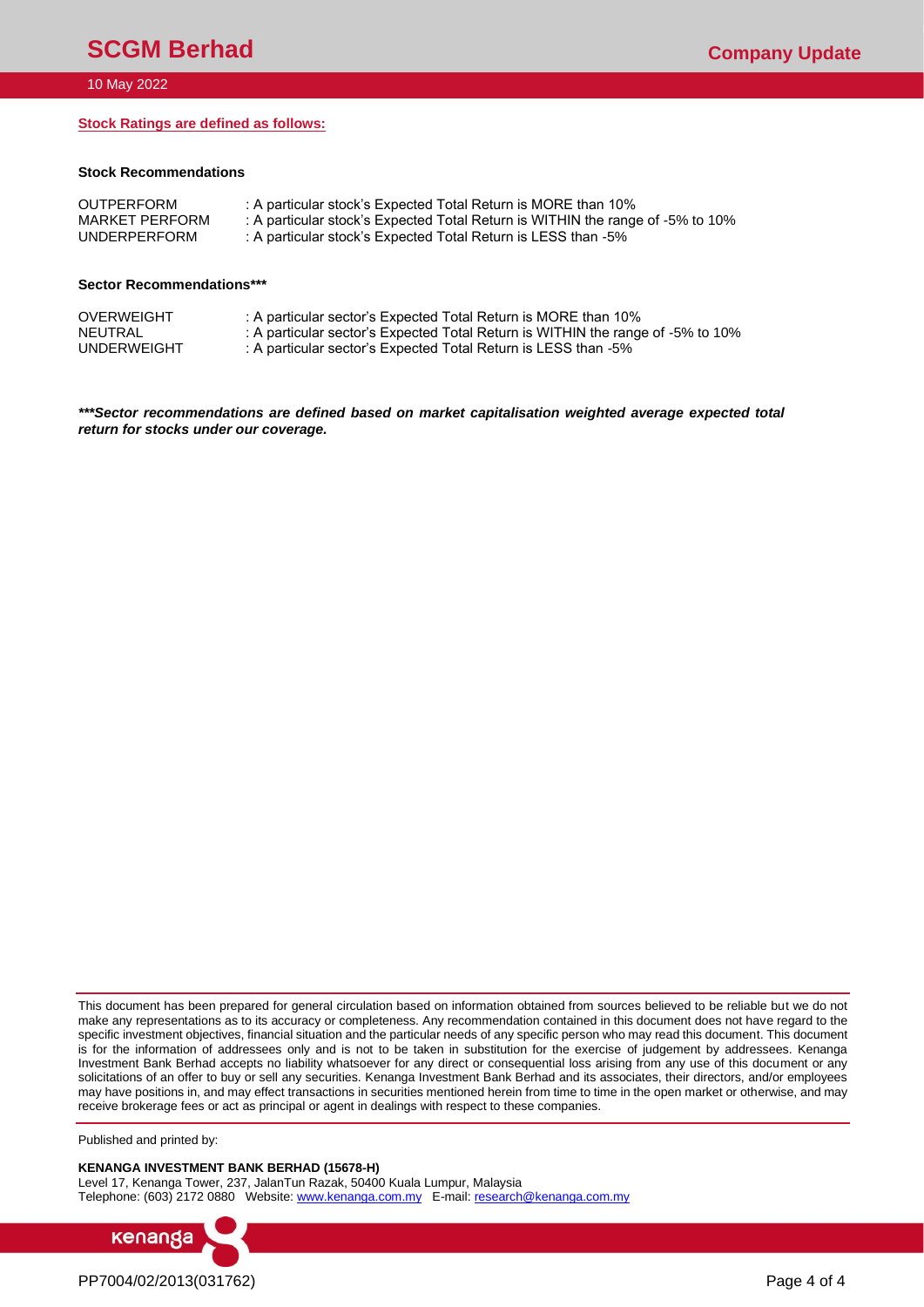**Stock Ratings are defined as follows:**

**Stock Recommendations**

| | |
|---|---|
| OUTPERFORM | : A particular stock's Expected Total Return is MORE than 10% |
| MARKET PERFORM | : A particular stock's Expected Total Return is WITHIN the range of -5% to 10% |
| UNDERPERFORM | : A particular stock's Expected Total Return is LESS than -5% |

**Sector Recommendations\*\*\***

| | |
|---|---|
| OVERWEIGHT | : A particular sector's Expected Total Return is MORE than 10% |
| NEUTRAL | : A particular sector's Expected Total Return is WITHIN the range of -5% to 10% |
| UNDERWEIGHT | : A particular sector's Expected Total Return is LESS than -5% |

***\*\*\*Sector recommendations are defined based on market capitalisation weighted average expected total return for stocks under our coverage.***

This document has been prepared for general circulation based on information obtained from sources believed to be reliable but we do not make any representations as to its accuracy or completeness. Any recommendation contained in this document does not have regard to the specific investment objectives, financial situation and the particular needs of any specific person who may read this document. This document is for the information of addressees only and is not to be taken in substitution for the exercise of judgement by addressees. Kenanga Investment Bank Berhad accepts no liability whatsoever for any direct or consequential loss arising from any use of this document or any solicitations of an offer to buy or sell any securities. Kenanga Investment Bank Berhad and its associates, their directors, and/or employees may have positions in, and may effect transactions in securities mentioned herein from time to time in the open market or otherwise, and may receive brokerage fees or act as principal or agent in dealings with respect to these companies.

Published and printed by:

**KENANGA INVESTMENT BANK BERHAD (15678-H)**
Level 17, Kenanga Tower, 237, JalanTun Razak, 50400 Kuala Lumpur, Malaysia
Telephone: (603) 2172 0880 Website: www.kenanga.com.my E-mail: research@kenanga.com.my

PP7004/02/2013(031762)